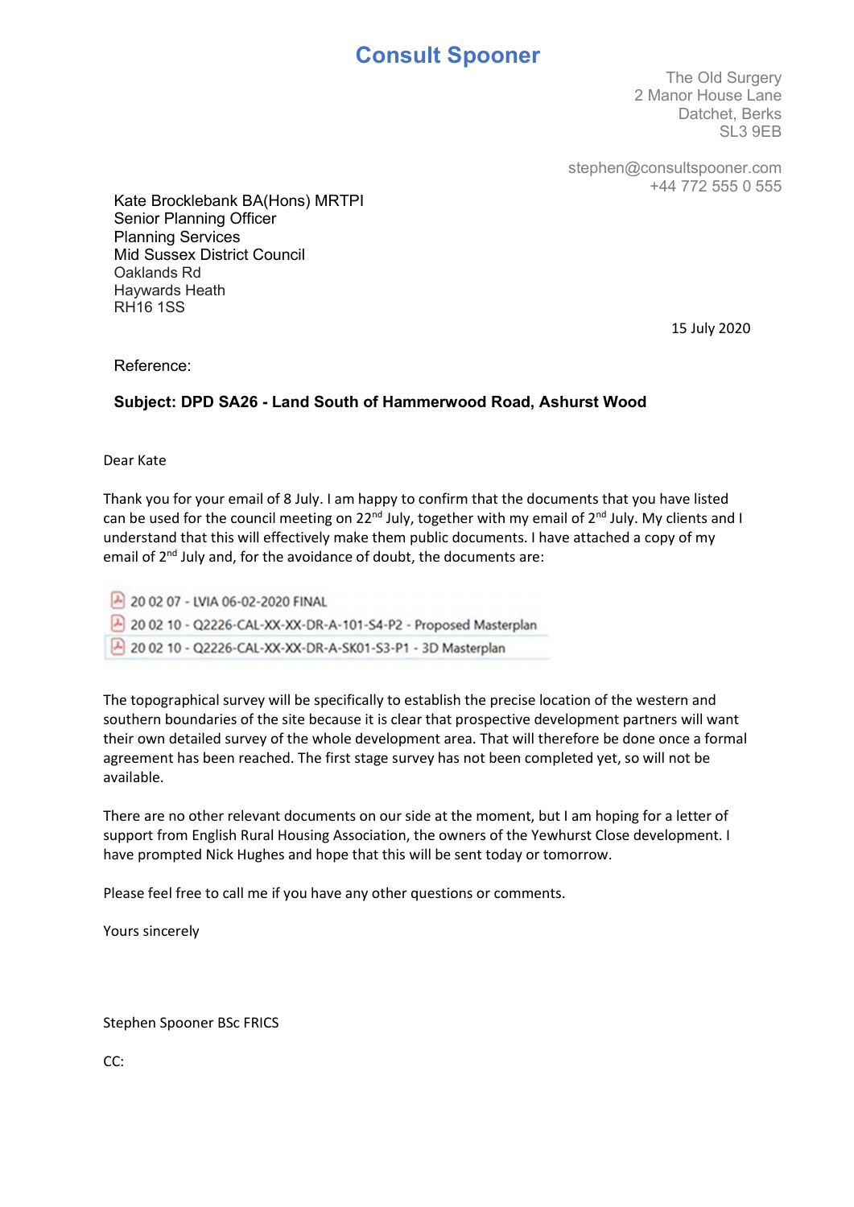# Consult Spooner

The Old Surgery
2 Manor House Lane
Datchet, Berks
SL3 9EB

stephen@consultspooner.com
+44 772 555 0 555

Kate Brocklebank BA(Hons) MRTPI
Senior Planning Officer
Planning Services
Mid Sussex District Council
Oaklands Rd
Haywards Heath
RH16 1SS

15 July 2020

Reference:

**Subject: DPD SA26 - Land South of Hammerwood Road, Ashurst Wood**

Dear Kate

Thank you for your email of 8 July. I am happy to confirm that the documents that you have listed can be used for the council meeting on 22nd July, together with my email of 2nd July. My clients and I understand that this will effectively make them public documents. I have attached a copy of my email of 2nd July and, for the avoidance of doubt, the documents are:

- 20 02 07 - LVIA 06-02-2020 FINAL
- 20 02 10 - Q2226-CAL-XX-XX-DR-A-101-S4-P2 - Proposed Masterplan
- 20 02 10 - Q2226-CAL-XX-XX-DR-A-SK01-S3-P1 - 3D Masterplan

The topographical survey will be specifically to establish the precise location of the western and southern boundaries of the site because it is clear that prospective development partners will want their own detailed survey of the whole development area. That will therefore be done once a formal agreement has been reached. The first stage survey has not been completed yet, so will not be available.

There are no other relevant documents on our side at the moment, but I am hoping for a letter of support from English Rural Housing Association, the owners of the Yewhurst Close development. I have prompted Nick Hughes and hope that this will be sent today or tomorrow.

Please feel free to call me if you have any other questions or comments.

Yours sincerely

Stephen Spooner BSc FRICS

CC: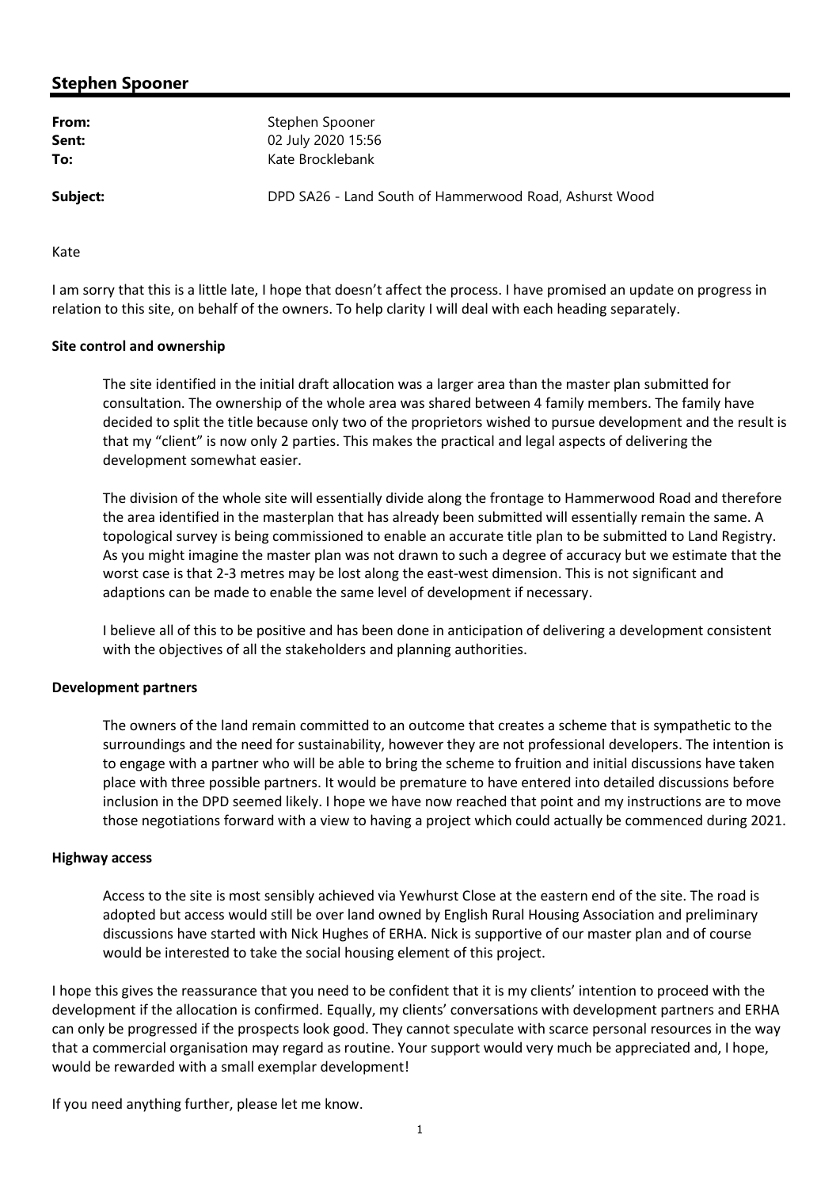## Stephen Spooner

**From:** Stephen Spooner
**Sent:** 02 July 2020 15:56
**To:** Kate Brocklebank

**Subject:** DPD SA26 - Land South of Hammerwood Road, Ashurst Wood

Kate

I am sorry that this is a little late, I hope that doesn't affect the process. I have promised an update on progress in relation to this site, on behalf of the owners. To help clarity I will deal with each heading separately.

**Site control and ownership**

The site identified in the initial draft allocation was a larger area than the master plan submitted for consultation. The ownership of the whole area was shared between 4 family members. The family have decided to split the title because only two of the proprietors wished to pursue development and the result is that my "client" is now only 2 parties. This makes the practical and legal aspects of delivering the development somewhat easier.

The division of the whole site will essentially divide along the frontage to Hammerwood Road and therefore the area identified in the masterplan that has already been submitted will essentially remain the same. A topological survey is being commissioned to enable an accurate title plan to be submitted to Land Registry. As you might imagine the master plan was not drawn to such a degree of accuracy but we estimate that the worst case is that 2-3 metres may be lost along the east-west dimension. This is not significant and adaptions can be made to enable the same level of development if necessary.

I believe all of this to be positive and has been done in anticipation of delivering a development consistent with the objectives of all the stakeholders and planning authorities.

**Development partners**

The owners of the land remain committed to an outcome that creates a scheme that is sympathetic to the surroundings and the need for sustainability, however they are not professional developers. The intention is to engage with a partner who will be able to bring the scheme to fruition and initial discussions have taken place with three possible partners. It would be premature to have entered into detailed discussions before inclusion in the DPD seemed likely. I hope we have now reached that point and my instructions are to move those negotiations forward with a view to having a project which could actually be commenced during 2021.

**Highway access**

Access to the site is most sensibly achieved via Yewhurst Close at the eastern end of the site. The road is adopted but access would still be over land owned by English Rural Housing Association and preliminary discussions have started with Nick Hughes of ERHA. Nick is supportive of our master plan and of course would be interested to take the social housing element of this project.

I hope this gives the reassurance that you need to be confident that it is my clients' intention to proceed with the development if the allocation is confirmed. Equally, my clients' conversations with development partners and ERHA can only be progressed if the prospects look good. They cannot speculate with scarce personal resources in the way that a commercial organisation may regard as routine. Your support would very much be appreciated and, I hope, would be rewarded with a small exemplar development!

If you need anything further, please let me know.